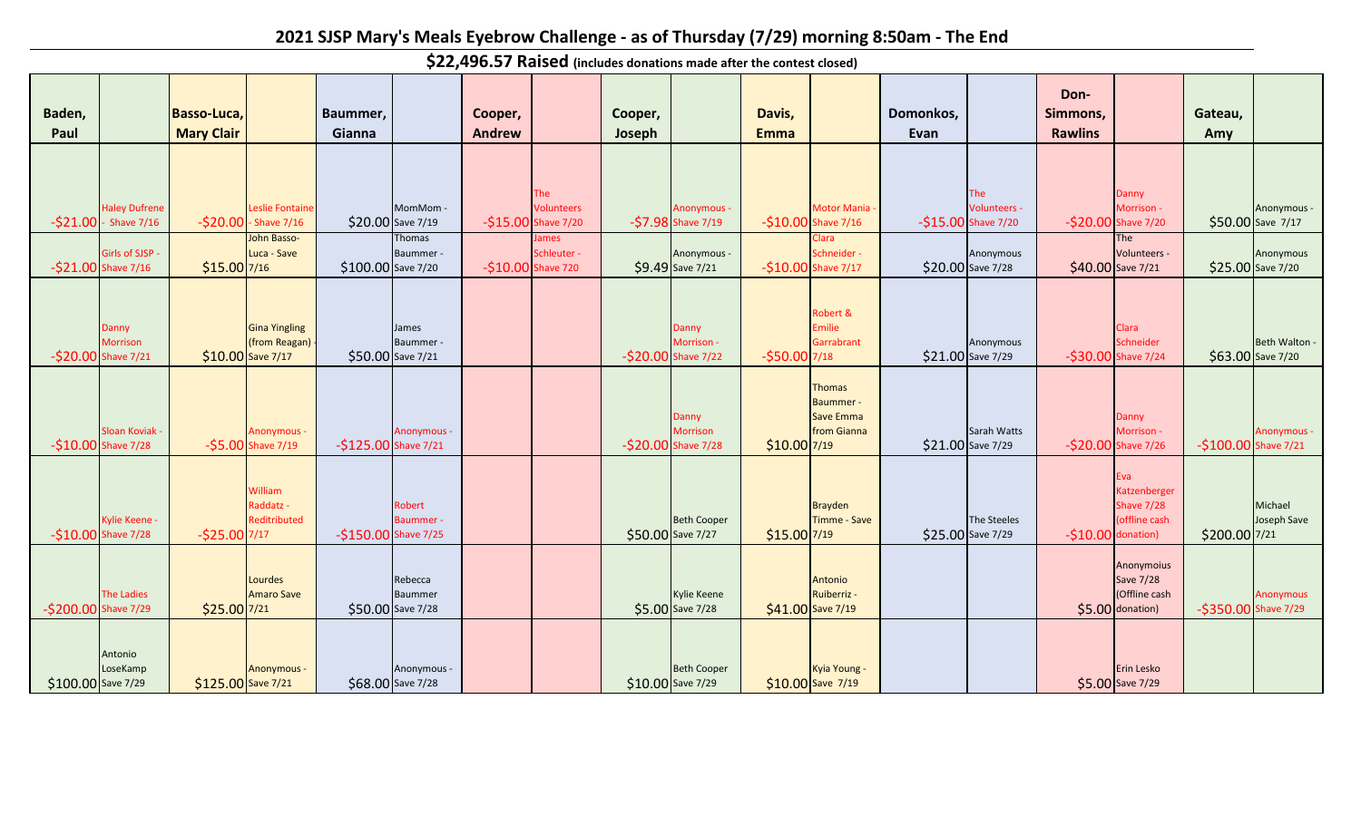# 2021 SJSP Mary's Meals Eyebrow Challenge - as of Thursday (7/29) morning 8:50am - The End

## $22,496.57 Raised (includes donations made after the contest closed)

| Baden, Paul | | Basso-Luca, Mary Clair | | Baummer, Gianna | | Cooper, Andrew | | Cooper, Joseph | | Davis, Emma | | Domonkos, Evan | | Don-Simmons, Rawlins | | Gateau, Amy | |
|---|---|---|---|---|---|---|---|---|---|---|---|---|---|---|---|---|---|
| -$21.00 | Haley Dufrene - Shave 7/16 | -$20.00 | Leslie Fontaine - Shave 7/16 | $20.00 | MomMom - Save 7/19 | -$15.00 | The Volunteers Shave 7/20 | -$7.98 | Anonymous - Shave 7/19 | -$10.00 | Motor Mania - Shave 7/16 | -$15.00 | The Volunteers - Shave 7/20 | -$20.00 | Danny Morrison - Shave 7/20 | $50.00 | Anonymous - Save 7/17 |
| -$21.00 | Girls of SJSP - Shave 7/16 | $15.00 | John Basso-Luca - Save 7/16 | $100.00 | Thomas Baummer - Save 7/20 | -$10.00 | James Schleuter - Shave 720 | $9.49 | Anonymous - Save 7/21 | -$10.00 | Clara Schneider - Shave 7/17 | $20.00 | Anonymous Save 7/28 | $40.00 | The Volunteers - Save 7/21 | $25.00 | Anonymous Save 7/20 |
| -$20.00 | Danny Morrison Shave 7/21 | $10.00 | Gina Yingling (from Reagan) - Save 7/17 | $50.00 | James Baummer - Save 7/21 | | | -$20.00 | Danny Morrison - Shave 7/22 | -$50.00 | Robert & Emilie Garrabrant 7/18 | $21.00 | Anonymous Save 7/29 | -$30.00 | Clara Schneider Shave 7/24 | $63.00 | Beth Walton - Save 7/20 |
| -$10.00 | Sloan Koviak - Shave 7/28 | -$5.00 | Anonymous - Shave 7/19 | -$125.00 | Anonymous - Shave 7/21 | | | -$20.00 | Danny Morrison Shave 7/28 | $10.00 | Thomas Baummer - Save Emma from Gianna 7/19 | $21.00 | Sarah Watts Save 7/29 | -$20.00 | Danny Morrison - Shave 7/26 | -$100.00 | Anonymous - Shave 7/21 |
| -$10.00 | Kylie Keene - Shave 7/28 | -$25.00 | William Raddatz - Reditributed 7/17 | -$150.00 | Robert Baummer - Shave 7/25 | | | $50.00 | Beth Cooper Save 7/27 | $15.00 | Brayden Timme - Save 7/19 | $25.00 | The Steeles Save 7/29 | -$10.00 | Eva Katzenberger Shave 7/28 (offline cash donation) | $200.00 | Michael Joseph Save 7/21 |
| -$200.00 | The Ladies Shave 7/29 | $25.00 | Lourdes Amaro Save 7/21 | $50.00 | Rebecca Baummer Save 7/28 | | | $5.00 | Kylie Keene Save 7/28 | $41.00 | Antonio Ruiberriz - Save 7/19 | | | $5.00 | Anonymoius Save 7/28 (Offline cash donation) | -$350.00 | Anonymous Shave 7/29 |
| $100.00 | Antonio LoseKamp Save 7/29 | $125.00 | Anonymous - Save 7/21 | $68.00 | Anonymous - Save 7/28 | | | $10.00 | Beth Cooper Save 7/29 | $10.00 | Kyia Young - Save 7/19 | | | $5.00 | Erin Lesko Save 7/29 | | |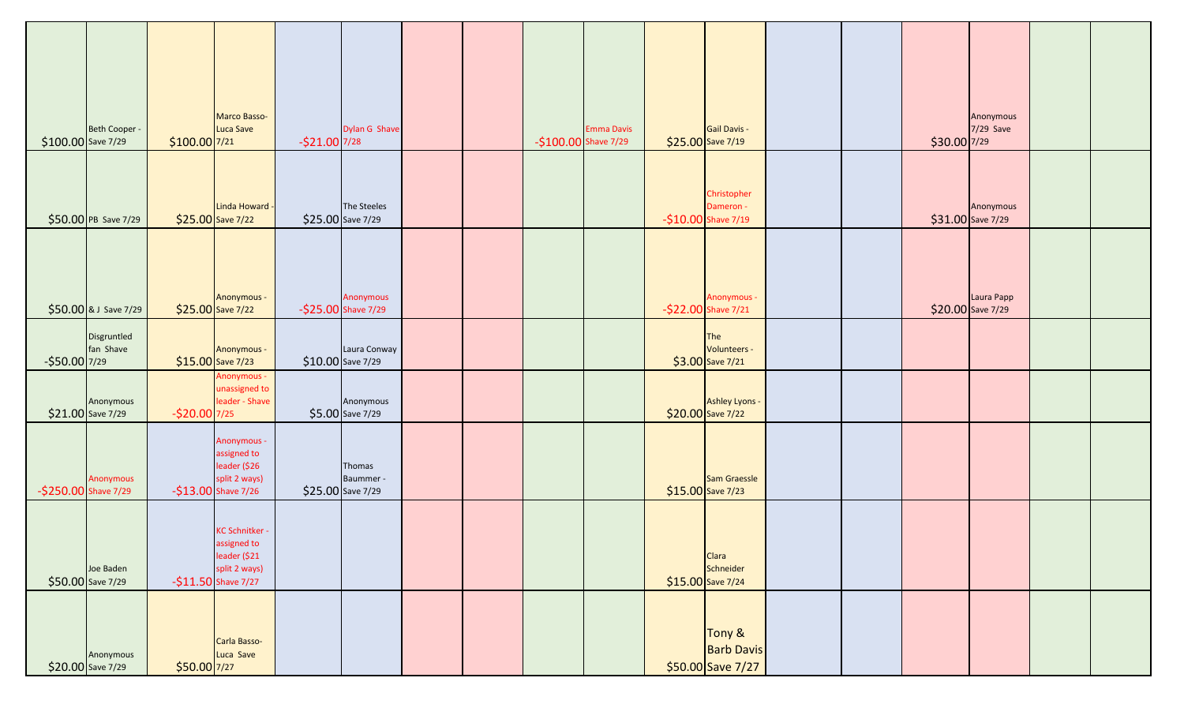| $100.00 | Beth Cooper - Save 7/29 | $100.00 | Marco Basso-Luca Save 7/21 | -$21.00 | Dylan G Shave 7/28 | | | -$100.00 | Emma Davis Shave 7/29 | $25.00 | Gail Davis - Save 7/19 | | | $30.00 | Anonymous 7/29 Save | | |
|---|---|---|---|---|---|---|---|---|---|---|---|---|---|---|---|---|---|
| $50.00 | PB Save 7/29 | $25.00 | Linda Howard - Save 7/22 | $25.00 | The Steeles Save 7/29 | | | | | -$10.00 | Christopher Dameron - Shave 7/19 | | | $31.00 | Anonymous Save 7/29 | | |
| $50.00 | & J Save 7/29 | $25.00 | Anonymous - Save 7/22 | -$25.00 | Anonymous Shave 7/29 | | | | | -$22.00 | Anonymous - Shave 7/21 | | | $20.00 | Laura Papp Save 7/29 | | |
| -$50.00 | Disgruntled fan Shave 7/29 | $15.00 | Anonymous - Save 7/23 | $10.00 | Laura Conway Save 7/29 | | | | | $3.00 | The Volunteers - Save 7/21 | | | | | | |
| $21.00 | Anonymous Save 7/29 | -$20.00 | Anonymous - unassigned to leader - Shave 7/25 | $5.00 | Anonymous Save 7/29 | | | | | $20.00 | Ashley Lyons - Save 7/22 | | | | | | |
| -$250.00 | Anonymous Shave 7/29 | -$13.00 | Anonymous - assigned to leader ($26 split 2 ways) Shave 7/26 | $25.00 | Thomas Baummer - Save 7/29 | | | | | $15.00 | Sam Graessle Save 7/23 | | | | | | |
| $50.00 | Joe Baden Save 7/29 | -$11.50 | KC Schnitker - assigned to leader ($21 split 2 ways) Shave 7/27 | | | | | | | $15.00 | Clara Schneider Save 7/24 | | | | | | |
| $20.00 | Anonymous Save 7/29 | $50.00 | Carla Basso-Luca Save 7/27 | | | | | | | $50.00 | Tony & Barb Davis Save 7/27 | | | | | | |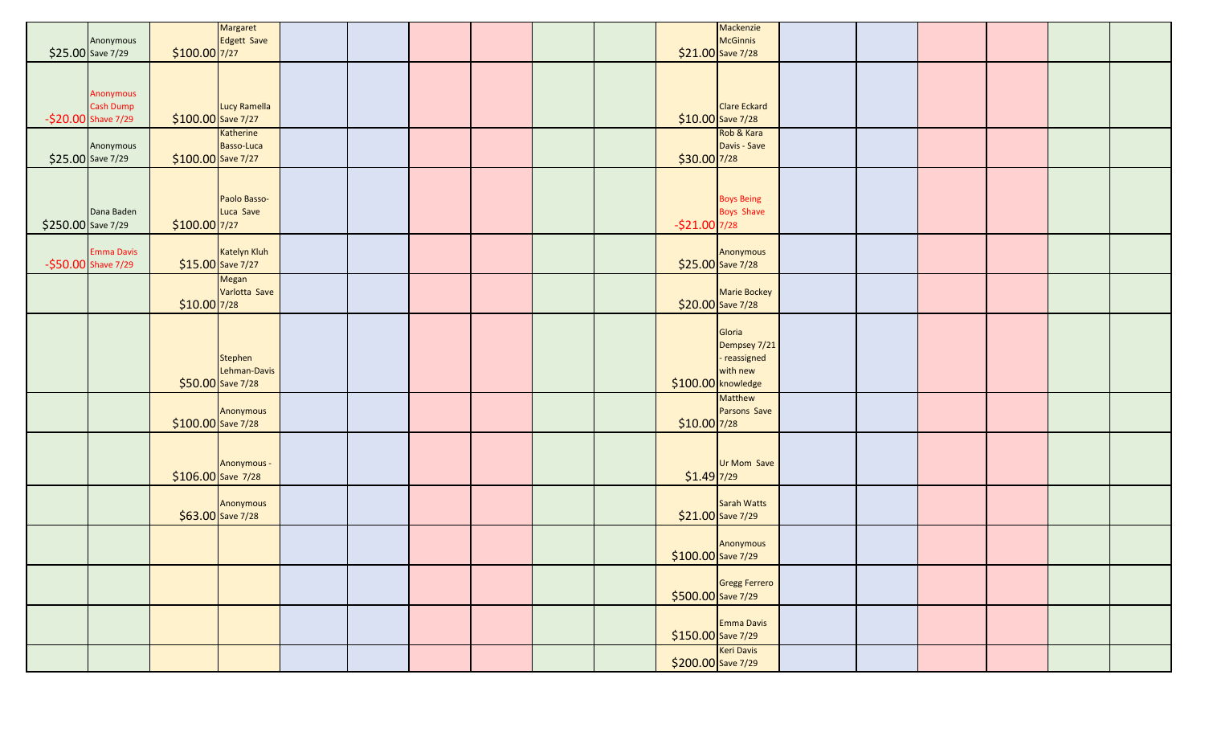| | | | | | | | | | | | | | | | | | |
|---|---|---|---|---|---|---|---|---|---|---|---|---|---|---|---|---|---|
| $25.00 | Anonymous Save 7/29 | $100.00 | Margaret Edgett Save 7/27 | | | | | | | $21.00 | Mackenzie McGinnis Save 7/28 | | | | | | |
| -$20.00 | Anonymous Cash Dump Shave 7/29 | $100.00 | Lucy Ramella Save 7/27 | | | | | | | $10.00 | Clare Eckard Save 7/28 | | | | | | |
| $25.00 | Anonymous Save 7/29 | $100.00 | Katherine Basso-Luca Save 7/27 | | | | | | | $30.00 | Rob & Kara Davis - Save 7/28 | | | | | | |
| $250.00 | Dana Baden Save 7/29 | $100.00 | Paolo Basso-Luca Save 7/27 | | | | | | | -$21.00 | Boys Being Boys Shave 7/28 | | | | | | |
| -$50.00 | Emma Davis Shave 7/29 | $15.00 | Katelyn Kluh Save 7/27 | | | | | | | $25.00 | Anonymous Save 7/28 | | | | | | |
| | | $10.00 | Megan Varlotta Save 7/28 | | | | | | | $20.00 | Marie Bockey Save 7/28 | | | | | | |
| | | $50.00 | Stephen Lehman-Davis Save 7/28 | | | | | | | $100.00 | Gloria Dempsey 7/21 - reassigned with new knowledge | | | | | | |
| | | $100.00 | Anonymous Save 7/28 | | | | | | | $10.00 | Matthew Parsons Save 7/28 | | | | | | |
| | | $106.00 | Anonymous - Save 7/28 | | | | | | | $1.49 | Ur Mom Save 7/29 | | | | | | |
| | | $63.00 | Anonymous Save 7/28 | | | | | | | $21.00 | Sarah Watts Save 7/29 | | | | | | |
| | | | | | | | | | | $100.00 | Anonymous Save 7/29 | | | | | | |
| | | | | | | | | | | $500.00 | Gregg Ferrero Save 7/29 | | | | | | |
| | | | | | | | | | | $150.00 | Emma Davis Save 7/29 | | | | | | |
| | | | | | | | | | | $200.00 | Keri Davis Save 7/29 | | | | | | |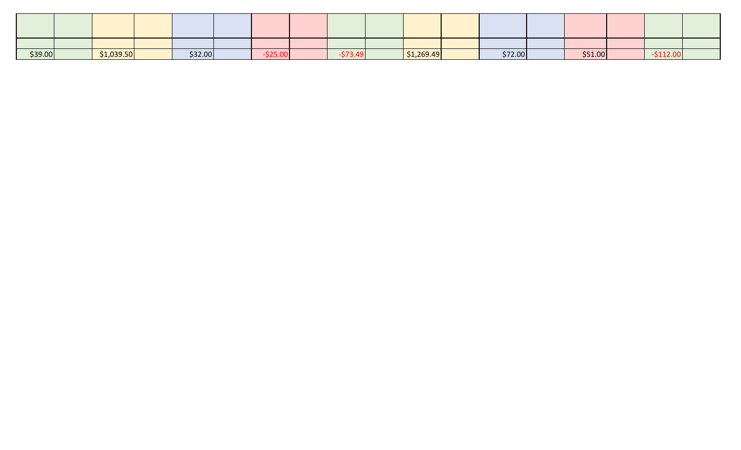| | | | | | | | | | | | | | | | | | |
|---|---|---|---|---|---|---|---|---|---|---|---|---|---|---|---|---|---|
| | | | | | | | | | | | | | | | | | |
| $39.00 | | $1,039.50 | | $32.00 | | -$25.00 | | -$73.49 | | $1,269.49 | | $72.00 | | $51.00 | | -$112.00 | |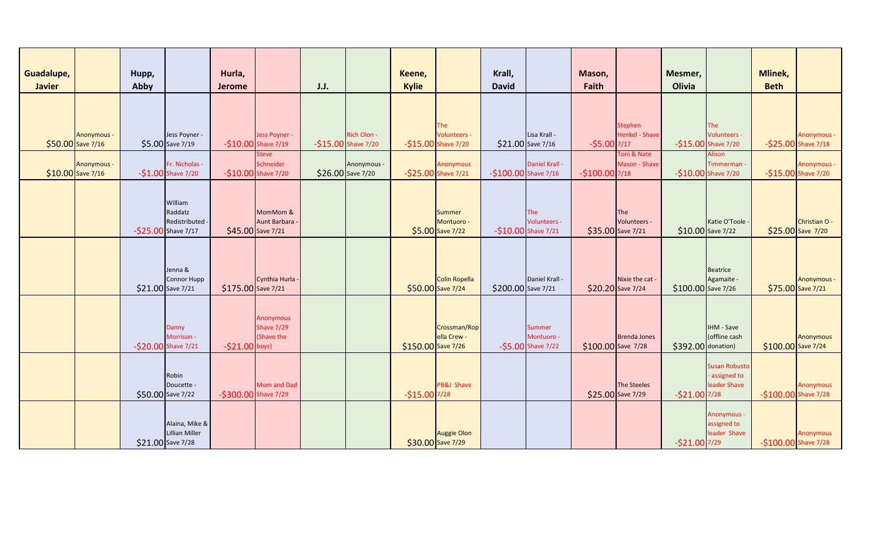| Guadalupe, Javier | | Hupp, Abby | | Hurla, Jerome | | J.J. | | Keene, Kylie | | Krall, David | | Mason, Faith | | Mesmer, Olivia | | Mlinek, Beth | |
|---|---|---|---|---|---|---|---|---|---|---|---|---|---|---|---|---|---|
| $50.00 | Anonymous - Save 7/16 | $5.00 | Jess Poyner - Save 7/19 | -$10.00 | Jess Poyner - Shave 7/19 | -$15.00 | Rich Olon - Shave 7/20 | -$15.00 | The Volunteers - Shave 7/20 | $21.00 | Lisa Krall - Save 7/16 | -$5.00 | Stephen Henkel - Shave 7/17 | -$15.00 | The Volunteers - Shave 7/20 | -$25.00 | Anonymous - Shave 7/18 |
| $10.00 | Anonymous - Save 7/16 | -$1.00 | Fr. Nicholas - Shave 7/20 | -$10.00 | Steve Schneider Shave 7/20 | $26.00 | Anonymous - Save 7/20 | -$25.00 | Anonymous Shave 7/21 | -$100.00 | Daniel Krall - Shave 7/16 | -$100.00 | Toni & Nate Mason - Shave 7/18 | -$10.00 | Alison Timmerman - Shave 7/20 | -$15.00 | Anonymous - Shave 7/20 |
| | | -$25.00 | William Raddatz Redistributed - Shave 7/17 | $45.00 | MomMom & Aunt Barbara - Save 7/21 | | | $5.00 | Summer Montuoro - Save 7/22 | -$10.00 | The Volunteers - Shave 7/21 | $35.00 | The Volunteers - Save 7/21 | $10.00 | Katie O'Toole - Save 7/22 | $25.00 | Christian O - Save 7/20 |
| | | $21.00 | Jenna & Connor Hupp Save 7/21 | $175.00 | Cynthia Hurla - Save 7/21 | | | $50.00 | Colin Ropella Save 7/24 | $200.00 | Daniel Krall - Save 7/21 | $20.20 | Nixie the cat - Save 7/24 | $100.00 | Beatrice Agamaite - Save 7/26 | $75.00 | Anonymous - Save 7/21 |
| | | -$20.00 | Danny Morrison - Shave 7/21 | -$21.00 | Anonymous Shave 7/29 (Shave the boys) | | | $150.00 | Crossman/Ropella Crew - Save 7/26 | -$5.00 | Summer Montuoro - Shave 7/22 | $100.00 | Brenda Jones Save 7/28 | $392.00 | IHM - Save (offline cash donation) | $100.00 | Anonymous Save 7/24 |
| | | $50.00 | Robin Doucette - Save 7/22 | -$300.00 | Mom and Dad Shave 7/29 | | | -$15.00 | PB&J Shave 7/28 | | | $25.00 | The Steeles Save 7/29 | -$21.00 | Susan Robusto - assigned to leader Shave 7/28 | -$100.00 | Anonymous Shave 7/28 |
| | | $21.00 | Alaina, Mike & Lillian Miller Save 7/28 | | | | | $30.00 | Auggie Olon Save 7/29 | | | | | -$21.00 | Anonymous - assigned to leader Shave 7/29 | -$100.00 | Anonymous Shave 7/28 |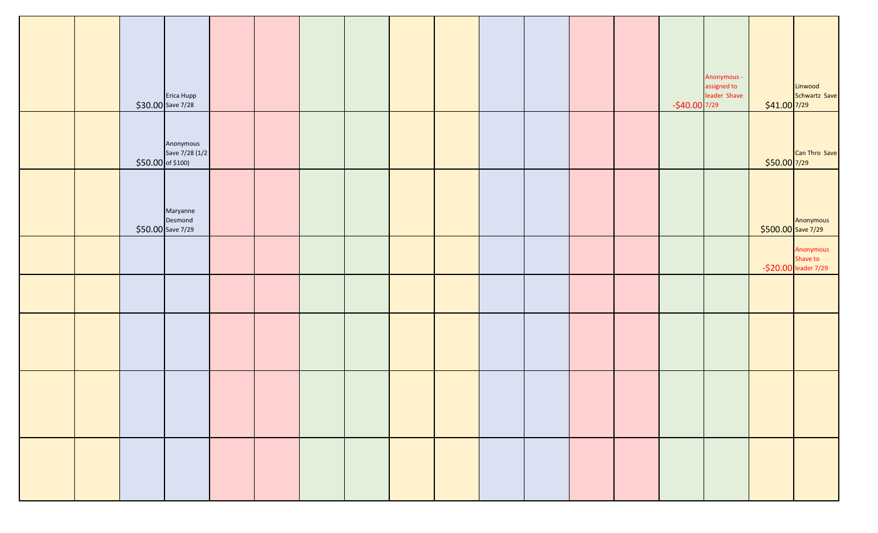| | | | | | | | | | | | | | | | | | |
|---|---|---|---|---|---|---|---|---|---|---|---|---|---|---|---|---|---|
| | | $30.00 | Erica Hupp Save 7/28 | | | | | | | | | | | -$40.00 | Anonymous - assigned to leader Shave 7/29 | $41.00 | Linwood Schwartz Save 7/29 |
| | | $50.00 | Anonymous Save 7/28 (1/2 of $100) | | | | | | | | | | | | | $50.00 | Can Thro Save 7/29 |
| | | $50.00 | Maryanne Desmond Save 7/29 | | | | | | | | | | | | | $500.00 | Anonymous Save 7/29 |
| | | | | | | | | | | | | | | | | -$20.00 | Anonymous Shave to leader 7/29 |
| | | | | | | | | | | | | | | | | | |
| | | | | | | | | | | | | | | | | | |
| | | | | | | | | | | | | | | | | | |
| | | | | | | | | | | | | | | | | | |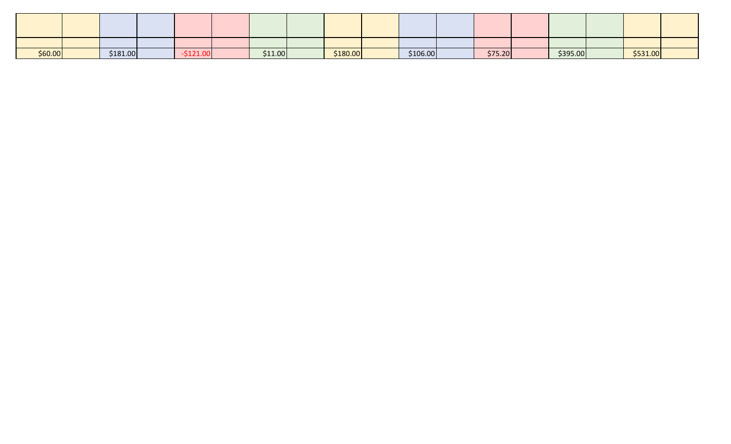| | | | | | | | | | | | | | | | | | |
|---|---|---|---|---|---|---|---|---|---|---|---|---|---|---|---|---|---|
| | | | | | | | | | | | | | | | | | |
| $60.00 | | $181.00 | | -$121.00 | | $11.00 | | $180.00 | | $106.00 | | $75.20 | | $395.00 | | $531.00 | |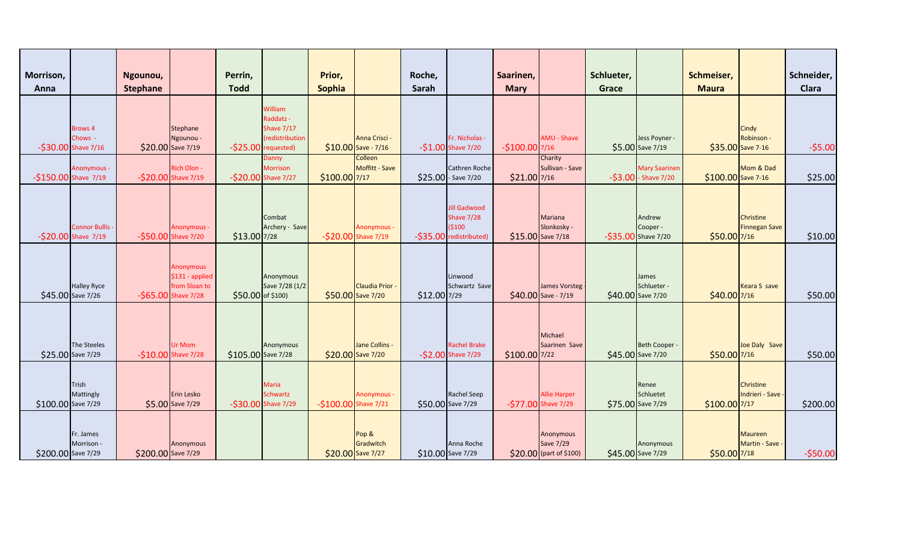| Morrison, Anna | | Ngounou, Stephane | | Perrin, Todd | | Prior, Sophia | | Roche, Sarah | | Saarinen, Mary | | Schlueter, Grace | | Schmeiser, Maura | | Schneider, Clara |
|---|---|---|---|---|---|---|---|---|---|---|---|---|---|---|---|---|
| -$30.00 | Brows 4 Chows - Shave 7/16 | $20.00 | Stephane Ngounou - Save 7/19 | -$25.00 | William Raddatz - Shave 7/17 (redistribution requested) | $10.00 | Anna Crisci - Save - 7/16 | -$1.00 | Fr. Nicholas - Shave 7/20 | -$100.00 | AMU - Shave 7/16 | $5.00 | Jess Poyner - Save 7/19 | $35.00 | Cindy Robinson - Save 7-16 | -$5.00 |
| -$150.00 | Anonymous - Shave 7/19 | -$20.00 | Rich Olon - Shave 7/19 | -$20.00 | Danny Morrison Shave 7/27 | $100.00 | Colleen Moffitt - Save 7/17 | $25.00 | Cathren Roche - Save 7/20 | $21.00 | Charity Sullivan - Save 7/16 | -$3.00 | Mary Saarinen - Shave 7/20 | $100.00 | Mom & Dad Save 7-16 | $25.00 |
| -$20.00 | Connor Bullis - Shave 7/19 | -$50.00 | Anonymous - Shave 7/20 | $13.00 | Combat Archery - Save 7/28 | -$20.00 | Anonymous - Shave 7/19 | -$35.00 | Jill Gadwood Shave 7/28 ($100 redistributed) | $15.00 | Mariana Slonkosky - Save 7/18 | -$35.00 | Andrew Cooper - Shave 7/20 | $50.00 | Christine Finnegan Save 7/16 | $10.00 |
| $45.00 | Halley Ryce Save 7/26 | -$65.00 | Anonymous $131 - applied from Sloan to Shave 7/28 | $50.00 | Anonymous Save 7/28 (1/2 of $100) | $50.00 | Claudia Prior - Save 7/20 | $12.00 | Linwood Schwartz Save 7/29 | $40.00 | James Vorsteg - Save - 7/19 | $40.00 | James Schlueter - Save 7/20 | $40.00 | Keara S save 7/16 | $50.00 |
| $25.00 | The Steeles Save 7/29 | -$10.00 | Ur Mom Shave 7/28 | $105.00 | Anonymous Save 7/28 | $20.00 | Jane Collins - Save 7/20 | -$2.00 | Rachel Brake Shave 7/29 | $100.00 | Michael Saarinen Save 7/22 | $45.00 | Beth Cooper - Save 7/20 | $50.00 | Joe Daly Save 7/16 | $50.00 |
| $100.00 | Trish Mattingly Save 7/29 | $5.00 | Erin Lesko Save 7/29 | -$30.00 | Maria Schwartz Shave 7/29 | -$100.00 | Anonymous - Shave 7/21 | $50.00 | Rachel Seep Save 7/29 | -$77.00 | Allie Harper Shave 7/29 | $75.00 | Renee Schluetet Save 7/29 | $100.00 | Christine Indrieri - Save - 7/17 | $200.00 |
| $200.00 | Fr. James Morrison - Save 7/29 | $200.00 | Anonymous Save 7/29 | | | $20.00 | Pop & Gradwitch Save 7/27 | $10.00 | Anna Roche Save 7/29 | $20.00 | Anonymous Save 7/29 (part of $100) | $45.00 | Anonymous Save 7/29 | $50.00 | Maureen Martin - Save - 7/18 | -$50.00 |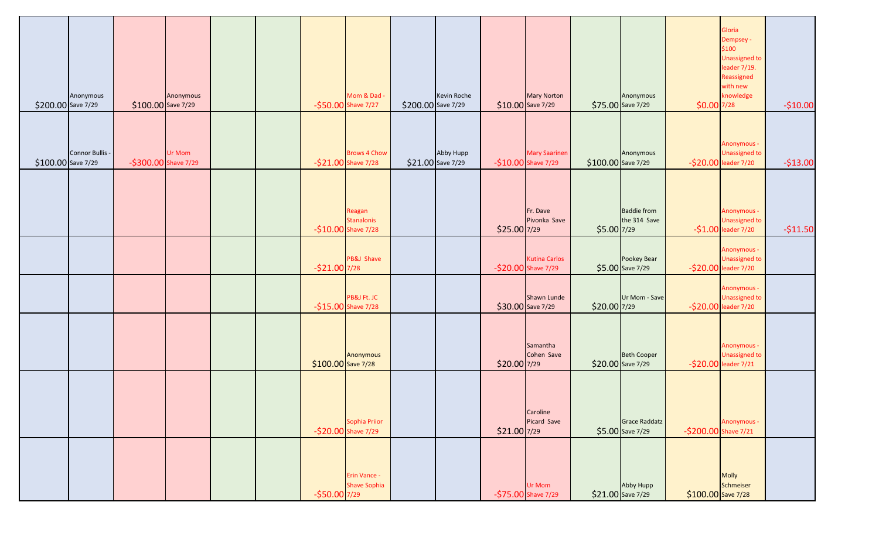| | | | | | | | | | | | | | | | | |
|---|---|---|---|---|---|---|---|---|---|---|---|---|---|---|---|---|
| $200.00 | Anonymous Save 7/29 | $100.00 | Anonymous Save 7/29 | | | -$50.00 | Mom & Dad - Shave 7/27 | $200.00 | Kevin Roche Save 7/29 | $10.00 | Mary Norton Save 7/29 | $75.00 | Anonymous Save 7/29 | $0.00 | Gloria Dempsey - $100 Unassigned to leader 7/19. Reassigned with new knowledge 7/28 | -$10.00 |
| $100.00 | Connor Bullis - Save 7/29 | -$300.00 | Ur Mom Shave 7/29 | | | -$21.00 | Brows 4 Chow Shave 7/28 | $21.00 | Abby Hupp Save 7/29 | -$10.00 | Mary Saarinen Shave 7/29 | $100.00 | Anonymous Save 7/29 | -$20.00 | Anonymous - Unassigned to leader 7/20 | -$13.00 |
| | | | | | | -$10.00 | Reagan Stanalonis Shave 7/28 | | | $25.00 | Fr. Dave Pivonka Save 7/29 | $5.00 | Baddie from the 314 Save 7/29 | -$1.00 | Anonymous - Unassigned to leader 7/20 | -$11.50 |
| | | | | | | -$21.00 | PB&J Shave 7/28 | | | -$20.00 | Kutina Carlos Shave 7/29 | $5.00 | Pookey Bear Save 7/29 | -$20.00 | Anonymous - Unassigned to leader 7/20 | |
| | | | | | | -$15.00 | PB&J Ft. JC Shave 7/28 | | | $30.00 | Shawn Lunde Save 7/29 | $20.00 | Ur Mom - Save 7/29 | -$20.00 | Anonymous - Unassigned to leader 7/20 | |
| | | | | | | $100.00 | Anonymous Save 7/28 | | | $20.00 | Samantha Cohen Save 7/29 | $20.00 | Beth Cooper Save 7/29 | -$20.00 | Anonymous - Unassigned to leader 7/21 | |
| | | | | | | -$20.00 | Sophia Priior Shave 7/29 | | | $21.00 | Caroline Picard Save 7/29 | $5.00 | Grace Raddatz Save 7/29 | -$200.00 | Anonymous - Shave 7/21 | |
| | | | | | | -$50.00 | Erin Vance - Shave Sophia 7/29 | | | -$75.00 | Ur Mom Shave 7/29 | $21.00 | Abby Hupp Save 7/29 | $100.00 | Molly Schmeiser Save 7/28 | |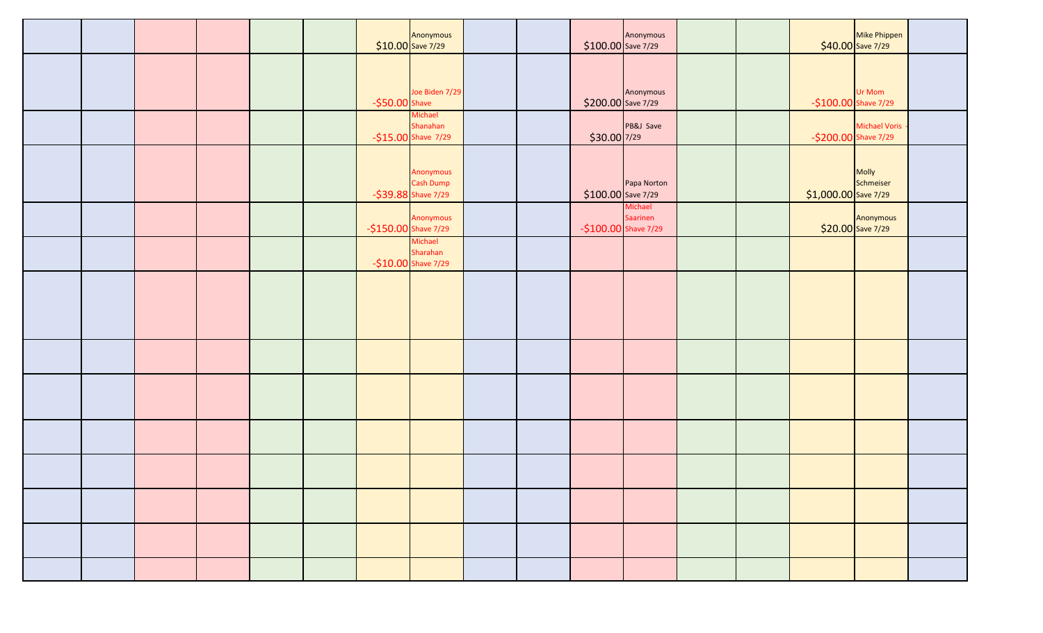| | | | | | | | | | | | | | | | | |
|---|---|---|---|---|---|---|---|---|---|---|---|---|---|---|---|---|
| | | | | | | $10.00 | Anonymous Save 7/29 | | | $100.00 | Anonymous Save 7/29 | | | $40.00 | Mike Phippen Save 7/29 | |
| | | | | | | -$50.00 | Joe Biden 7/29 Shave | | | $200.00 | Anonymous Save 7/29 | | | -$100.00 | Ur Mom Shave 7/29 | |
| | | | | | | -$15.00 | Michael Shanahan Shave 7/29 | | | $30.00 | PB&J Save 7/29 | | | -$200.00 | Michael Voris - Shave 7/29 | |
| | | | | | | -$39.88 | Anonymous Cash Dump Shave 7/29 | | | $100.00 | Papa Norton Save 7/29 | | | $1,000.00 | Molly Schmeiser Save 7/29 | |
| | | | | | | -$150.00 | Anonymous Shave 7/29 | | | -$100.00 | Michael Saarinen Shave 7/29 | | | $20.00 | Anonymous Save 7/29 | |
| | | | | | | -$10.00 | Michael Sharahan Shave 7/29 | | | | | | | | | |
| | | | | | | | | | | | | | | | | |
| | | | | | | | | | | | | | | | | |
| | | | | | | | | | | | | | | | | |
| | | | | | | | | | | | | | | | | |
| | | | | | | | | | | | | | | | | |
| | | | | | | | | | | | | | | | | |
| | | | | | | | | | | | | | | | | |
| | | | | | | | | | | | | | | | | |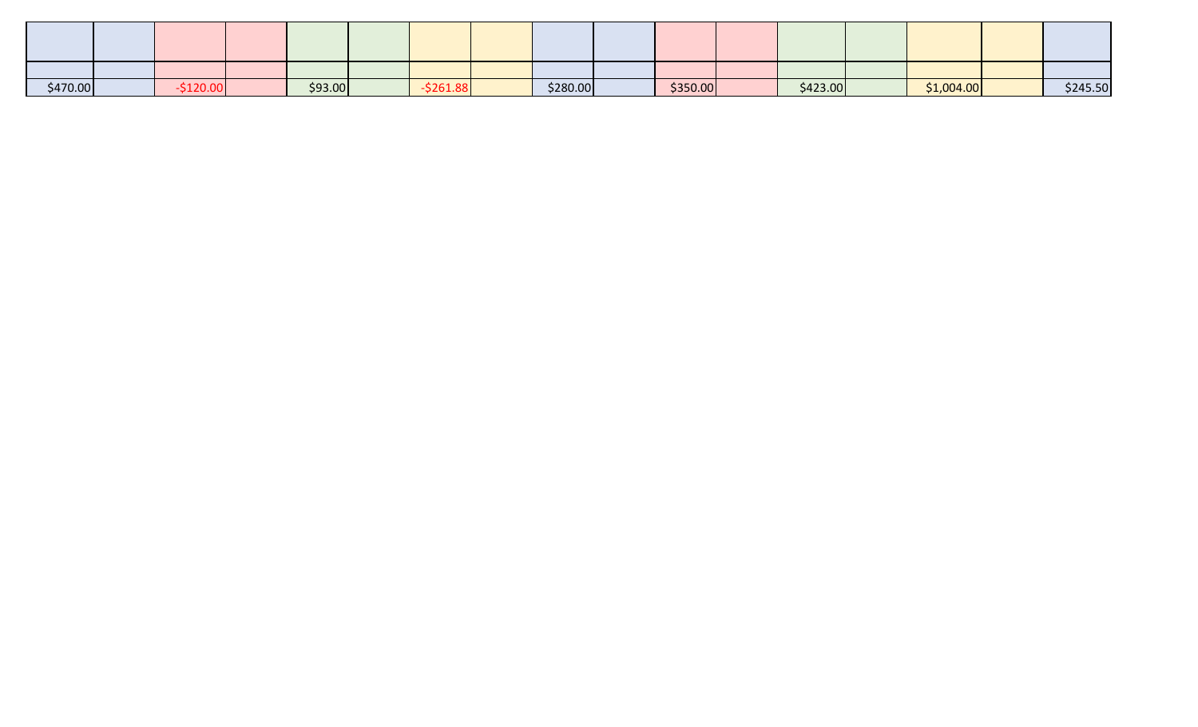| | | | | | | | | | | | | | | | | |
|---|---|---|---|---|---|---|---|---|---|---|---|---|---|---|---|---|
| | | | | | | | | | | | | | | | | |
| $470.00 | | -$120.00 | | $93.00 | | -$261.88 | | $280.00 | | $350.00 | | $423.00 | | $1,004.00 | | $245.50 |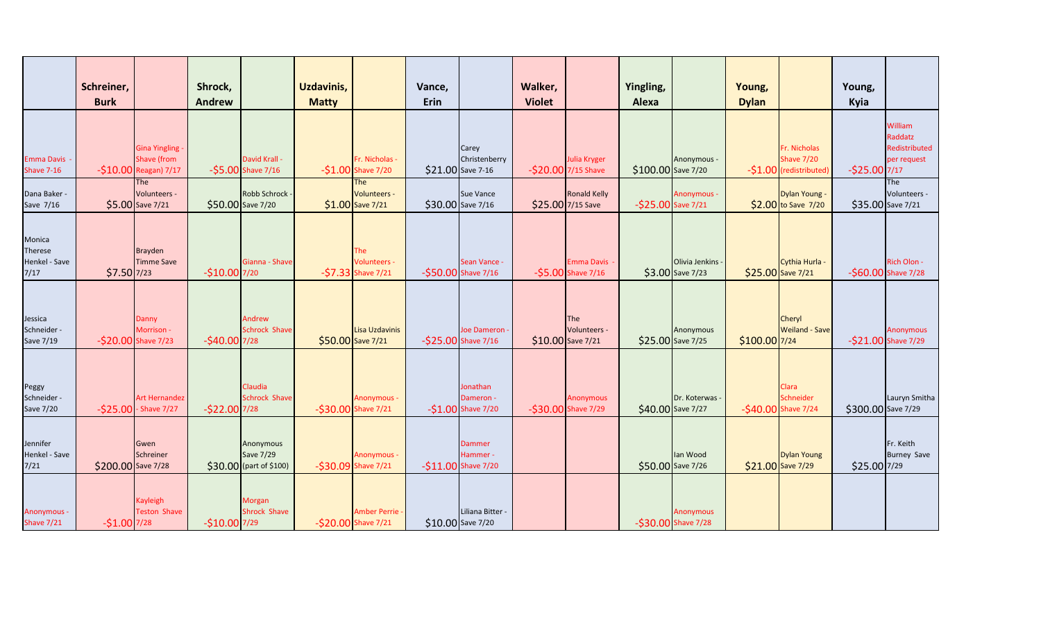| | Schreiner, Burk | | Shrock, Andrew | | Uzdavinis, Matty | | Vance, Erin | | Walker, Violet | | Yingling, Alexa | | Young, Dylan | | Young, Kyia | |
|---|---|---|---|---|---|---|---|---|---|---|---|---|---|---|---|---|
| Emma Davis - Shave 7-16 | -$10.00 | Gina Yingling - Shave (from Reagan) 7/17 | -$5.00 | David Krall - Shave 7/16 | -$1.00 | Fr. Nicholas - Shave 7/20 | $21.00 | Carey Christenberry Save 7-16 | -$20.00 | Julia Kryger 7/15 Shave | $100.00 | Anonymous - Save 7/20 | -$1.00 | Fr. Nicholas Shave 7/20 (redistributed) | -$25.00 | William Raddatz Redistributed per request 7/17 |
| Dana Baker - Save 7/16 | $5.00 | The Volunteers - Save 7/21 | $50.00 | Robb Schrock - Save 7/20 | $1.00 | The Volunteers - Save 7/21 | $30.00 | Sue Vance Save 7/16 | $25.00 | Ronald Kelly 7/15 Save | -$25.00 | Anonymous - Save 7/21 | $2.00 | Dylan Young - to Save 7/20 | $35.00 | The Volunteers - Save 7/21 |
| Monica Therese Henkel - Save 7/17 | $7.50 | Brayden Timme Save 7/23 | -$10.00 | Gianna - Shave 7/20 | -$7.33 | The Volunteers - Shave 7/21 | -$50.00 | Sean Vance - Shave 7/16 | -$5.00 | Emma Davis - Shave 7/16 | $3.00 | Olivia Jenkins - Save 7/23 | $25.00 | Cythia Hurla - Save 7/21 | -$60.00 | Rich Olon - Shave 7/28 |
| Jessica Schneider - Save 7/19 | -$20.00 | Danny Morrison - Shave 7/23 | -$40.00 | Andrew Schrock Shave 7/28 | $50.00 | Lisa Uzdavinis Save 7/21 | -$25.00 | Joe Dameron - Shave 7/16 | $10.00 | The Volunteers - Save 7/21 | $25.00 | Anonymous Save 7/25 | $100.00 | Cheryl Weiland - Save 7/24 | -$21.00 | Anonymous Shave 7/29 |
| Peggy Schneider - Save 7/20 | -$25.00 | Art Hernandez - Shave 7/27 | -$22.00 | Claudia Schrock Shave 7/28 | -$30.00 | Anonymous - Shave 7/21 | -$1.00 | Jonathan Dameron - Shave 7/20 | -$30.00 | Anonymous Shave 7/29 | $40.00 | Dr. Koterwas - Save 7/27 | -$40.00 | Clara Schneider Shave 7/24 | $300.00 | Lauryn Smitha Save 7/29 |
| Jennifer Henkel - Save 7/21 | $200.00 | Gwen Schreiner Save 7/28 | $30.00 | Anonymous Save 7/29 (part of $100) | -$30.09 | Anonymous - Shave 7/21 | -$11.00 | Dammer Hammer - Shave 7/20 | | | $50.00 | Ian Wood Save 7/26 | $21.00 | Dylan Young Save 7/29 | $25.00 | Fr. Keith Burney Save 7/29 |
| Anonymous - Shave 7/21 | -$1.00 | Kayleigh Teston Shave 7/28 | -$10.00 | Morgan Shrock Shave 7/29 | -$20.00 | Amber Perrie - Shave 7/21 | $10.00 | Liliana Bitter - Save 7/20 | | | -$30.00 | Anonymous Shave 7/28 | | | | |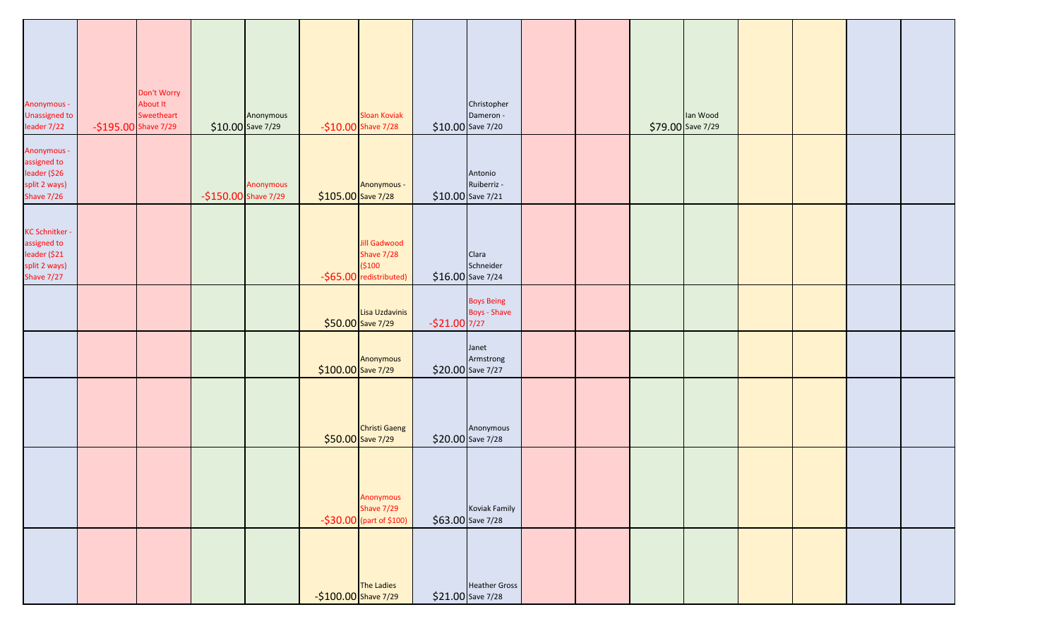| | | | | | | | | | | | | | | | | |
|---|---|---|---|---|---|---|---|---|---|---|---|---|---|---|---|---|
| Anonymous - Unassigned to leader 7/22 | -$195.00 | Don't Worry About It Sweetheart Shave 7/29 | $10.00 | Anonymous Save 7/29 | -$10.00 | Sloan Koviak Shave 7/28 | $10.00 | Christopher Dameron - Save 7/20 | | | $79.00 | Ian Wood Save 7/29 | | | | |
| Anonymous - assigned to leader ($26 split 2 ways) Shave 7/26 | | | -$150.00 | Anonymous Shave 7/29 | $105.00 | Anonymous - Save 7/28 | $10.00 | Antonio Ruiberriz - Save 7/21 | | | | | | | | |
| KC Schnitker - assigned to leader ($21 split 2 ways) Shave 7/27 | | | | | -$65.00 | Jill Gadwood Shave 7/28 ($100 redistributed) | $16.00 | Clara Schneider Save 7/24 | | | | | | | | |
| | | | | | $50.00 | Lisa Uzdavinis Save 7/29 | -$21.00 | Boys Being Boys - Shave 7/27 | | | | | | | | |
| | | | | | $100.00 | Anonymous Save 7/29 | $20.00 | Janet Armstrong Save 7/27 | | | | | | | | |
| | | | | | $50.00 | Christi Gaeng Save 7/29 | $20.00 | Anonymous Save 7/28 | | | | | | | | |
| | | | | | -$30.00 | Anonymous Shave 7/29 (part of $100) | $63.00 | Koviak Family Save 7/28 | | | | | | | | |
| | | | | | -$100.00 | The Ladies Shave 7/29 | $21.00 | Heather Gross Save 7/28 | | | | | | | | |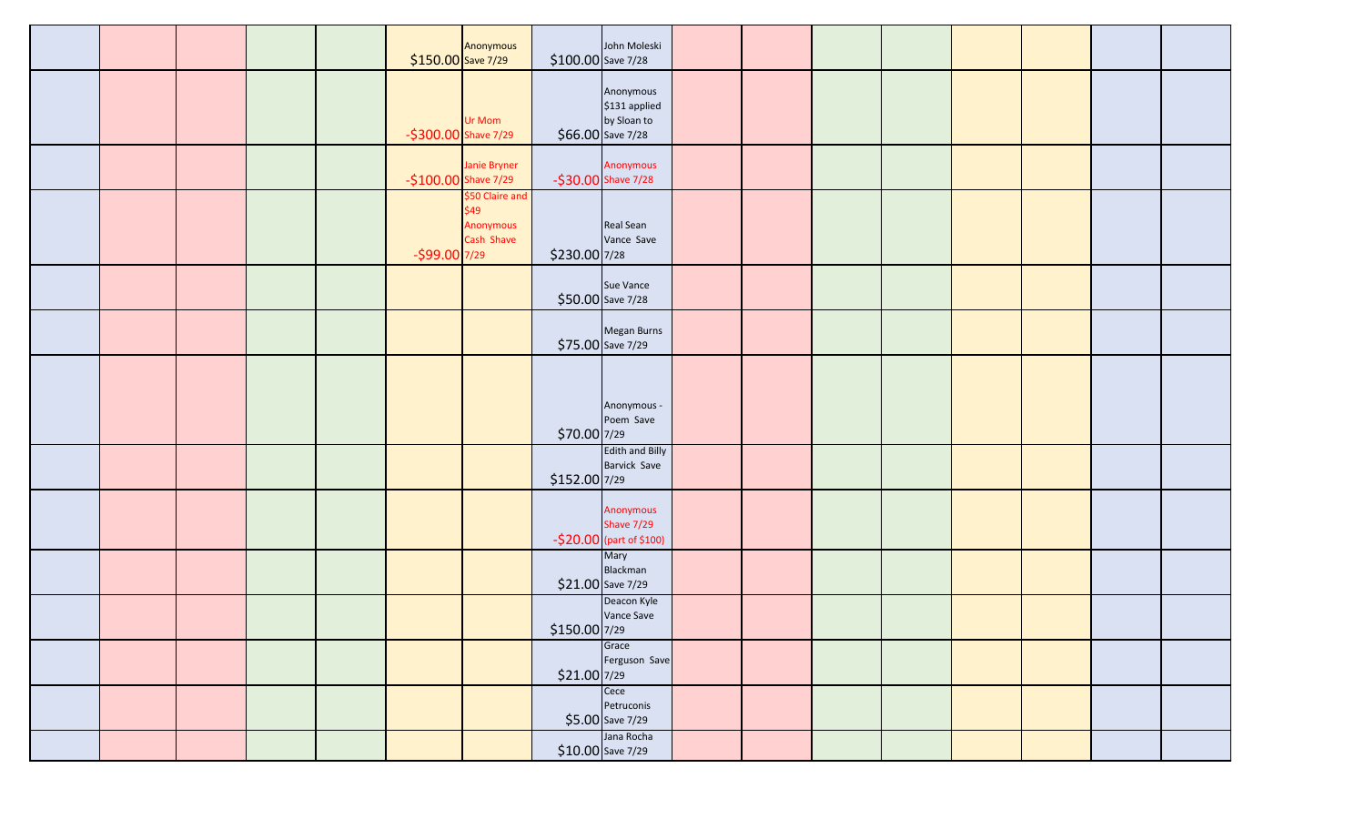| | | | | | | | | | | | | | | | | |
|---|---|---|---|---|---|---|---|---|---|---|---|---|---|---|---|---|
| | | | | | $150.00 | Anonymous Save 7/29 | $100.00 | John Moleski Save 7/28 | | | | | | | | |
| | | | | | -$300.00 | Ur Mom Shave 7/29 | $66.00 | Anonymous $131 applied by Sloan to Save 7/28 | | | | | | | | |
| | | | | | -$100.00 | Janie Bryner Shave 7/29 | -$30.00 | Anonymous Shave 7/28 | | | | | | | | |
| | | | | | -$99.00 | $50 Claire and $49 Anonymous Cash Shave 7/29 | $230.00 | Real Sean Vance Save 7/28 | | | | | | | | |
| | | | | | | | $50.00 | Sue Vance Save 7/28 | | | | | | | | |
| | | | | | | | $75.00 | Megan Burns Save 7/29 | | | | | | | | |
| | | | | | | | $70.00 | Anonymous - Poem Save 7/29 | | | | | | | | |
| | | | | | | | $152.00 | Edith and Billy Barvick Save 7/29 | | | | | | | | |
| | | | | | | | -$20.00 | Anonymous Shave 7/29 (part of $100) | | | | | | | | |
| | | | | | | | $21.00 | Mary Blackman Save 7/29 | | | | | | | | |
| | | | | | | | $150.00 | Deacon Kyle Vance Save 7/29 | | | | | | | | |
| | | | | | | | $21.00 | Grace Ferguson Save 7/29 | | | | | | | | |
| | | | | | | | $5.00 | Cece Petruconis Save 7/29 | | | | | | | | |
| | | | | | | | $10.00 | Jana Rocha Save 7/29 | | | | | | | | |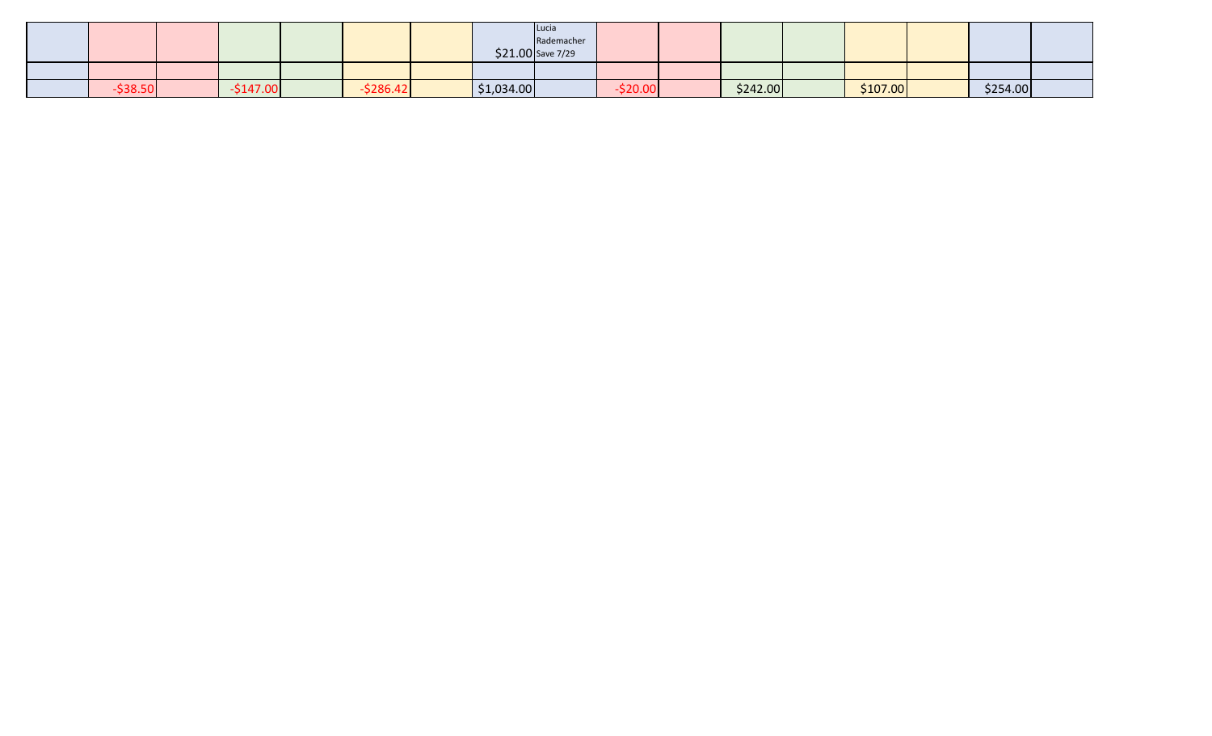| | | | | | | | | | | | | | | | | |
|---|---|---|---|---|---|---|---|---|---|---|---|---|---|---|---|---|
| | | | | | | | $21.00 | Lucia Rademacher Save 7/29 | | | | | | | | |
| | | | | | | | | | | | | | | | | |
| | -$38.50 | | -$147.00 | | -$286.42 | | $1,034.00 | | -$20.00 | | $242.00 | | $107.00 | | $254.00 | |